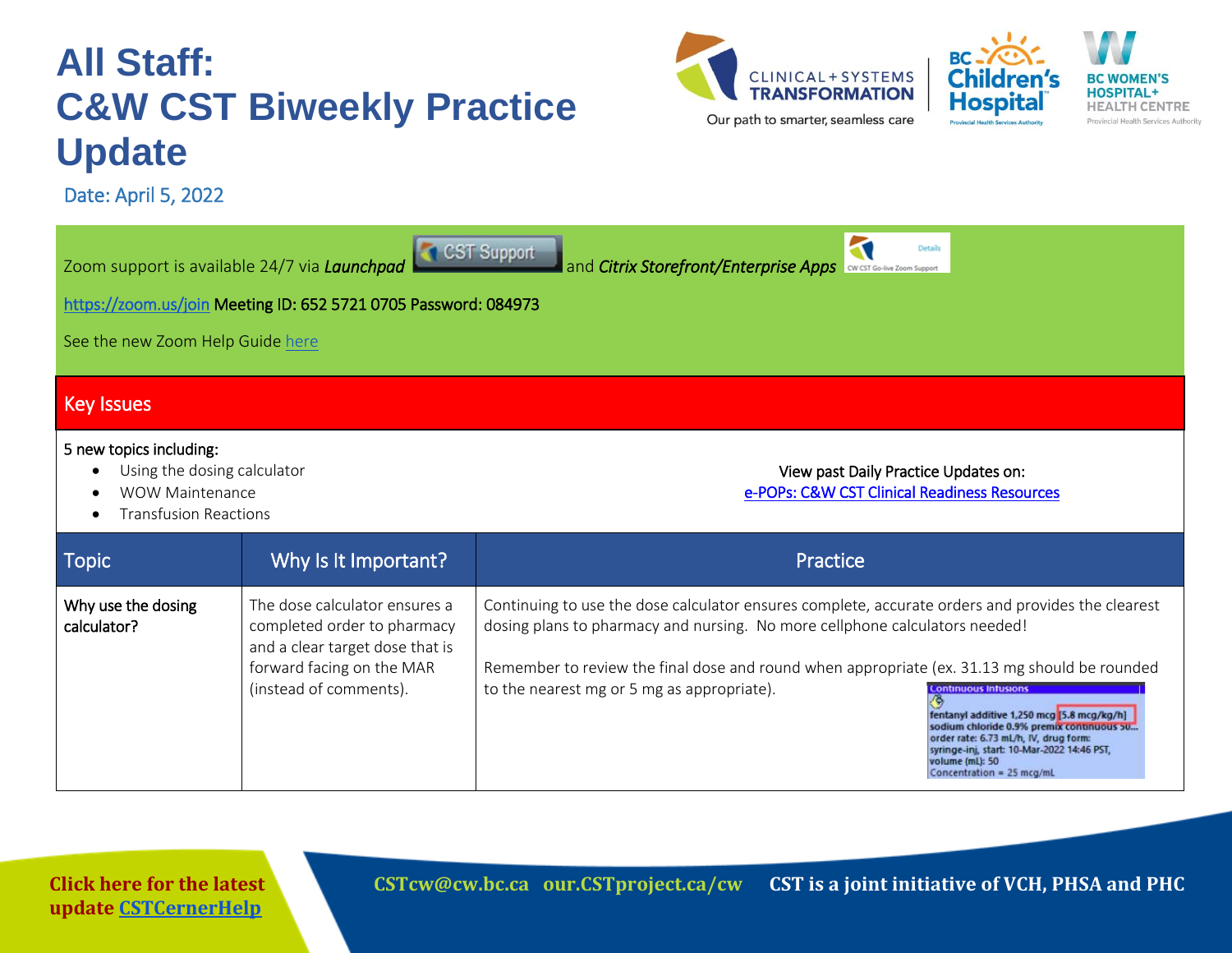# All Staff: C&W CST Biweekly Practice Update

Date: April 5, 2022

Zoom support is available 24/7 via *Launchpad* CST Support and *Citrix Storefront/Enterprise Apps* CW CST Go-live Zoom Support

https://zoom.us/join Meeting ID: 652 5721 0705 Password: 084973

See the new Zoom Help Guide here

## Key Issues

5 new topics including:

- Using the dosing calculator
- WOW Maintenance
- Transfusion Reactions

View past Daily Practice Updates on:
e-POPs: C&W CST Clinical Readiness Resources

| Topic | Why Is It Important? | Practice |
|---|---|---|
| Why use the dosing calculator? | The dose calculator ensures a completed order to pharmacy and a clear target dose that is forward facing on the MAR (instead of comments). | Continuing to use the dose calculator ensures complete, accurate orders and provides the clearest dosing plans to pharmacy and nursing. No more cellphone calculators needed!<br><br>Remember to review the final dose and round when appropriate (ex. 31.13 mg should be rounded to the nearest mg or 5 mg as appropriate).<br><br>Continuous Infusions<br>fentanyl additive 1,250 mcg [5.8 mcg/kg/h]<br>sodium chloride 0.9% premix continuous 50...<br>order rate: 6.73 mL/h, IV, drug form: syringe-inj, start: 10-Mar-2022 14:46 PST, volume (mL): 50<br>Concentration = 25 mcg/mL |

Click here for the latest update CSTCernerHelp

CSTcw@cw.bc.ca our.CSTproject.ca/cw CST is a joint initiative of VCH, PHSA and PHC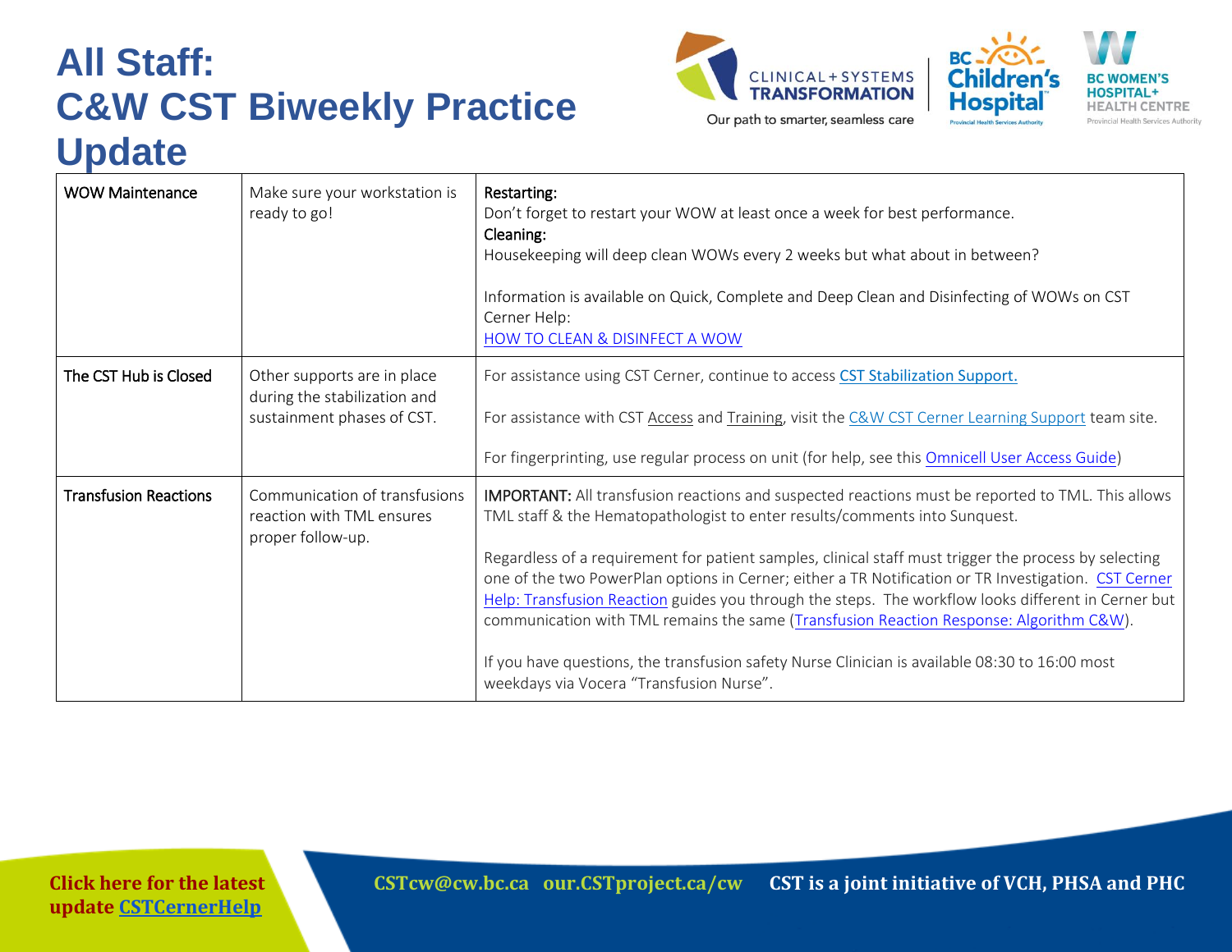# All Staff: C&W CST Biweekly Practice Update

| | | |
|---|---|---|
| WOW Maintenance | Make sure your workstation is ready to go! | **Restarting:** Don't forget to restart your WOW at least once a week for best performance. **Cleaning:** Housekeeping will deep clean WOWs every 2 weeks but what about in between? Information is available on Quick, Complete and Deep Clean and Disinfecting of WOWs on CST Cerner Help: HOW TO CLEAN & DISINFECT A WOW |
| The CST Hub is Closed | Other supports are in place during the stabilization and sustainment phases of CST. | For assistance using CST Cerner, continue to access CST Stabilization Support. For assistance with CST Access and Training, visit the C&W CST Cerner Learning Support team site. For fingerprinting, use regular process on unit (for help, see this Omnicell User Access Guide) |
| Transfusion Reactions | Communication of transfusions reaction with TML ensures proper follow-up. | **IMPORTANT:** All transfusion reactions and suspected reactions must be reported to TML. This allows TML staff & the Hematopathologist to enter results/comments into Sunquest. Regardless of a requirement for patient samples, clinical staff must trigger the process by selecting one of the two PowerPlan options in Cerner; either a TR Notification or TR Investigation. CST Cerner Help: Transfusion Reaction guides you through the steps. The workflow looks different in Cerner but communication with TML remains the same (Transfusion Reaction Response: Algorithm C&W). If you have questions, the transfusion safety Nurse Clinician is available 08:30 to 16:00 most weekdays via Vocera "Transfusion Nurse". |

Click here for the latest update CSTCernerHelp

CSTcw@cw.bc.ca our.CSTproject.ca/cw CST is a joint initiative of VCH, PHSA and PHC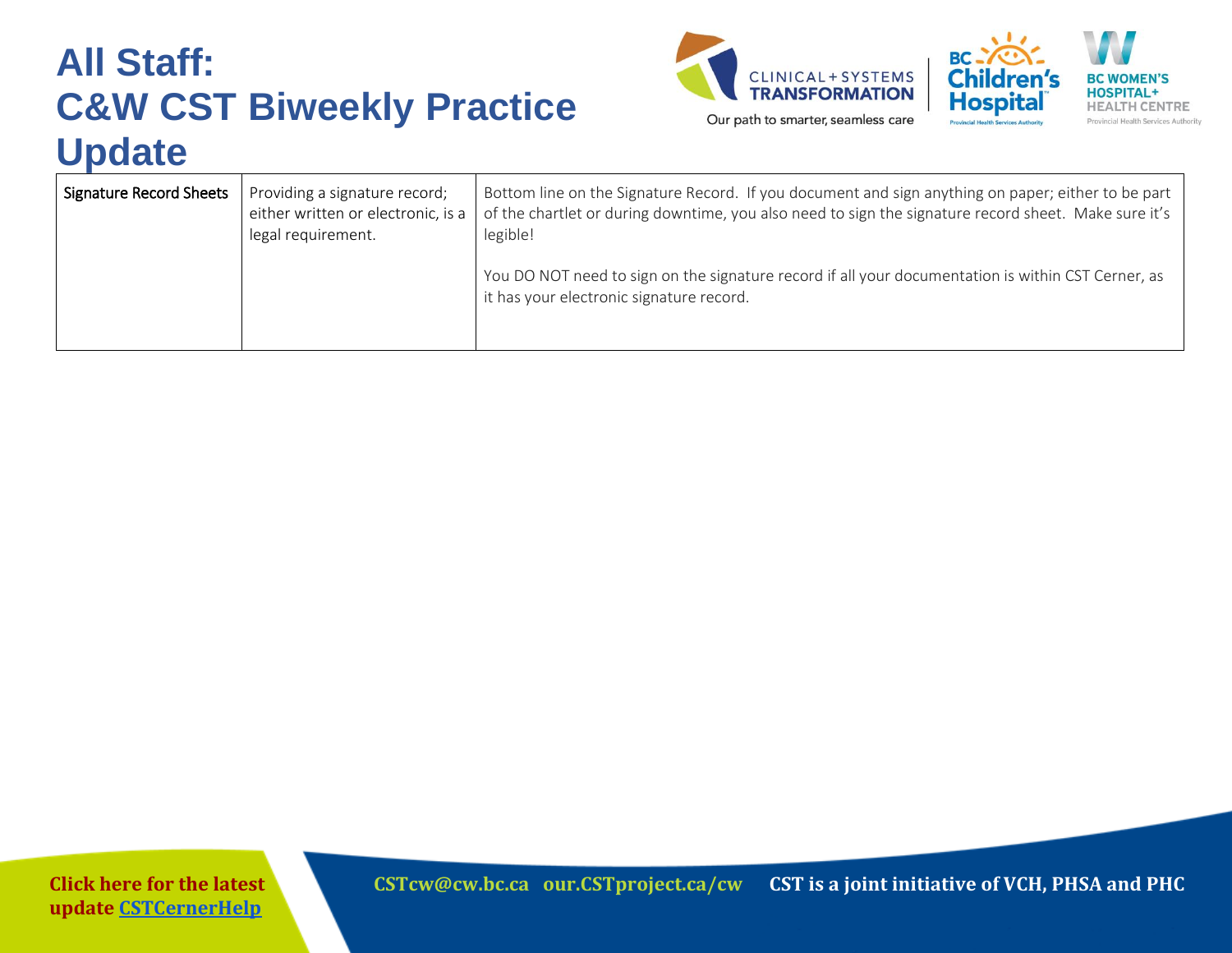# All Staff: C&W CST Biweekly Practice Update

| | | |
|---|---|---|
| Signature Record Sheets | Providing a signature record; either written or electronic, is a legal requirement. | Bottom line on the Signature Record. If you document and sign anything on paper; either to be part of the chartlet or during downtime, you also need to sign the signature record sheet. Make sure it's legible!<br><br>You DO NOT need to sign on the signature record if all your documentation is within CST Cerner, as it has your electronic signature record. |